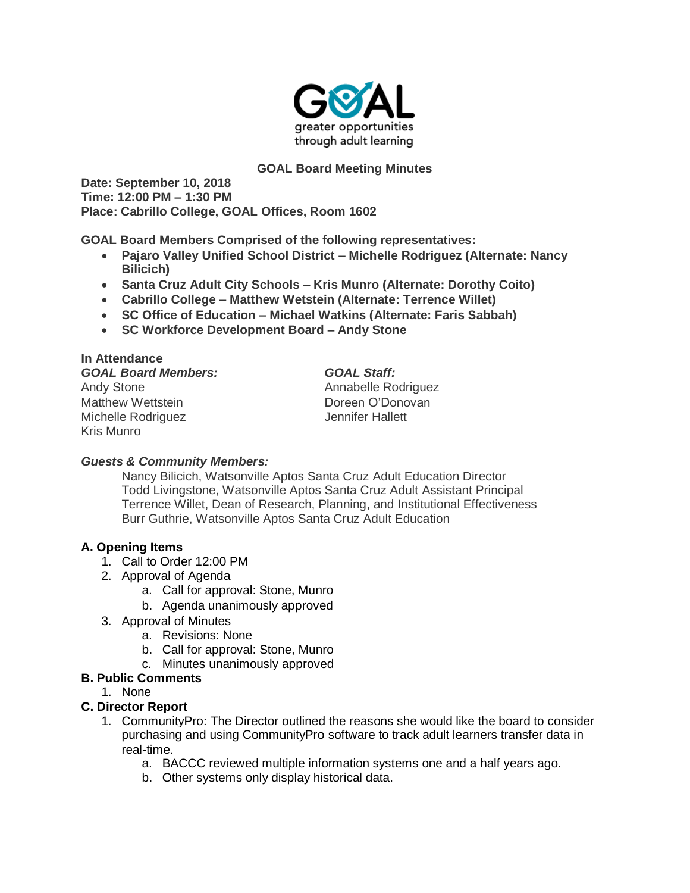**GOAL**

greater opportunities through adult learning

# GOAL Board Meeting Minutes

**Date: September 10, 2018**
**Time: 12:00 PM – 1:30 PM**
**Place: Cabrillo College, GOAL Offices, Room 1602**

**GOAL Board Members Comprised of the following representatives:**

- **Pajaro Valley Unified School District – Michelle Rodriguez (Alternate: Nancy Bilicich)**
- **Santa Cruz Adult City Schools – Kris Munro (Alternate: Dorothy Coito)**
- **Cabrillo College – Matthew Wetstein (Alternate: Terrence Willet)**
- **SC Office of Education – Michael Watkins (Alternate: Faris Sabbah)**
- **SC Workforce Development Board – Andy Stone**

**In Attendance**

***GOAL Board Members:***
Andy Stone
Matthew Wettstein
Michelle Rodriguez
Kris Munro

***GOAL Staff:***
Annabelle Rodriguez
Doreen O'Donovan
Jennifer Hallett

***Guests & Community Members:***

Nancy Bilicich, Watsonville Aptos Santa Cruz Adult Education Director
Todd Livingstone, Watsonville Aptos Santa Cruz Adult Assistant Principal
Terrence Willet, Dean of Research, Planning, and Institutional Effectiveness
Burr Guthrie, Watsonville Aptos Santa Cruz Adult Education

## A. Opening Items

1. Call to Order 12:00 PM
2. Approval of Agenda
   a. Call for approval: Stone, Munro
   b. Agenda unanimously approved
3. Approval of Minutes
   a. Revisions: None
   b. Call for approval: Stone, Munro
   c. Minutes unanimously approved

## B. Public Comments

1. None

## C. Director Report

1. CommunityPro: The Director outlined the reasons she would like the board to consider purchasing and using CommunityPro software to track adult learners transfer data in real-time.
   a. BACCC reviewed multiple information systems one and a half years ago.
   b. Other systems only display historical data.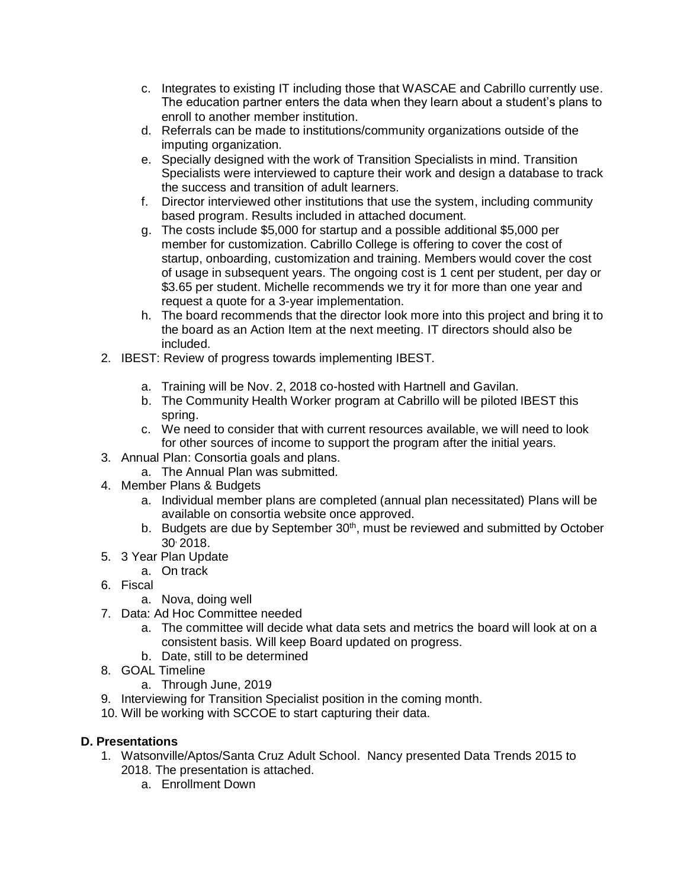c. Integrates to existing IT including those that WASCAE and Cabrillo currently use. The education partner enters the data when they learn about a student's plans to enroll to another member institution.
d. Referrals can be made to institutions/community organizations outside of the imputing organization.
e. Specially designed with the work of Transition Specialists in mind. Transition Specialists were interviewed to capture their work and design a database to track the success and transition of adult learners.
f. Director interviewed other institutions that use the system, including community based program. Results included in attached document.
g. The costs include $5,000 for startup and a possible additional $5,000 per member for customization. Cabrillo College is offering to cover the cost of startup, onboarding, customization and training. Members would cover the cost of usage in subsequent years. The ongoing cost is 1 cent per student, per day or $3.65 per student. Michelle recommends we try it for more than one year and request a quote for a 3-year implementation.
h. The board recommends that the director look more into this project and bring it to the board as an Action Item at the next meeting. IT directors should also be included.

2. IBEST: Review of progress towards implementing IBEST.
   a. Training will be Nov. 2, 2018 co-hosted with Hartnell and Gavilan.
   b. The Community Health Worker program at Cabrillo will be piloted IBEST this spring.
   c. We need to consider that with current resources available, we will need to look for other sources of income to support the program after the initial years.
3. Annual Plan: Consortia goals and plans.
   a. The Annual Plan was submitted.
4. Member Plans & Budgets
   a. Individual member plans are completed (annual plan necessitated) Plans will be available on consortia website once approved.
   b. Budgets are due by September 30th, must be reviewed and submitted by October 30, 2018.
5. 3 Year Plan Update
   a. On track
6. Fiscal
   a. Nova, doing well
7. Data: Ad Hoc Committee needed
   a. The committee will decide what data sets and metrics the board will look at on a consistent basis. Will keep Board updated on progress.
   b. Date, still to be determined
8. GOAL Timeline
   a. Through June, 2019
9. Interviewing for Transition Specialist position in the coming month.
10. Will be working with SCCOE to start capturing their data.

**D. Presentations**

1. Watsonville/Aptos/Santa Cruz Adult School. Nancy presented Data Trends 2015 to 2018. The presentation is attached.
   a. Enrollment Down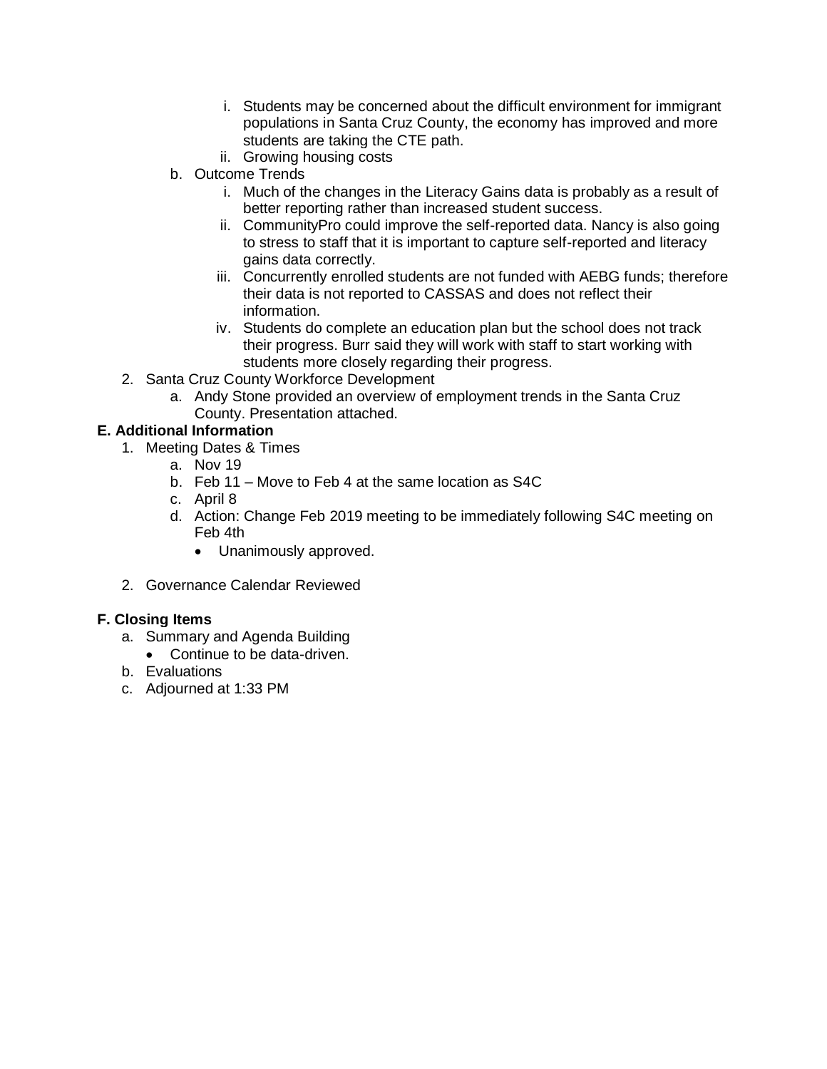i. Students may be concerned about the difficult environment for immigrant populations in Santa Cruz County, the economy has improved and more students are taking the CTE path.
         ii. Growing housing costs
   b. Outcome Trends
         i. Much of the changes in the Literacy Gains data is probably as a result of better reporting rather than increased student success.
         ii. CommunityPro could improve the self-reported data. Nancy is also going to stress to staff that it is important to capture self-reported and literacy gains data correctly.
         iii. Concurrently enrolled students are not funded with AEBG funds; therefore their data is not reported to CASSAS and does not reflect their information.
         iv. Students do complete an education plan but the school does not track their progress. Burr said they will work with staff to start working with students more closely regarding their progress.
2. Santa Cruz County Workforce Development
   a. Andy Stone provided an overview of employment trends in the Santa Cruz County. Presentation attached.

**E. Additional Information**

1. Meeting Dates & Times
   a. Nov 19
   b. Feb 11 – Move to Feb 4 at the same location as S4C
   c. April 8
   d. Action: Change Feb 2019 meeting to be immediately following S4C meeting on Feb 4th
      - Unanimously approved.
2. Governance Calendar Reviewed

**F. Closing Items**

a. Summary and Agenda Building
   - Continue to be data-driven.

b. Evaluations

c. Adjourned at 1:33 PM